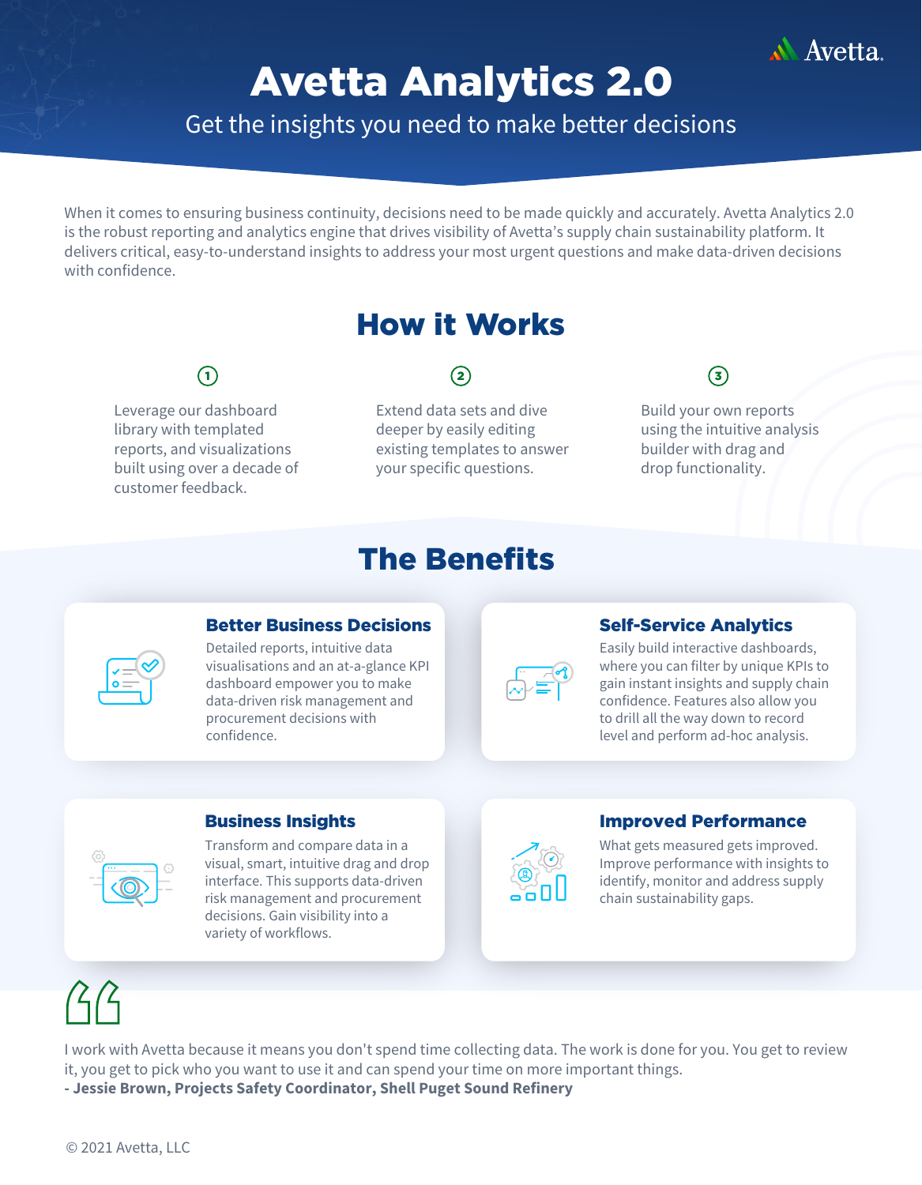# Avetta Analytics 2.0

Get the insights you need to make better decisions

When it comes to ensuring business continuity, decisions need to be made quickly and accurately. Avetta Analytics 2.0 is the robust reporting and analytics engine that drives visibility of Avetta's supply chain sustainability platform. It delivers critical, easy-to-understand insights to address your most urgent questions and make data-driven decisions with confidence.

## How it Works

1. Leverage our dashboard library with templated reports, and visualizations built using over a decade of customer feedback.
2. Extend data sets and dive deeper by easily editing existing templates to answer your specific questions.
3. Build your own reports using the intuitive analysis builder with drag and drop functionality.

## The Benefits

### Better Business Decisions

Detailed reports, intuitive data visualisations and an at-a-glance KPI dashboard empower you to make data-driven risk management and procurement decisions with confidence.

### Self-Service Analytics

Easily build interactive dashboards, where you can filter by unique KPIs to gain instant insights and supply chain confidence. Features also allow you to drill all the way down to record level and perform ad-hoc analysis.

### Business Insights

Transform and compare data in a visual, smart, intuitive drag and drop interface. This supports data-driven risk management and procurement decisions. Gain visibility into a variety of workflows.

### Improved Performance

What gets measured gets improved. Improve performance with insights to identify, monitor and address supply chain sustainability gaps.

> I work with Avetta because it means you don't spend time collecting data. The work is done for you. You get to review it, you get to pick who you want to use it and can spend your time on more important things.
> **- Jessie Brown, Projects Safety Coordinator, Shell Puget Sound Refinery**

© 2021 Avetta, LLC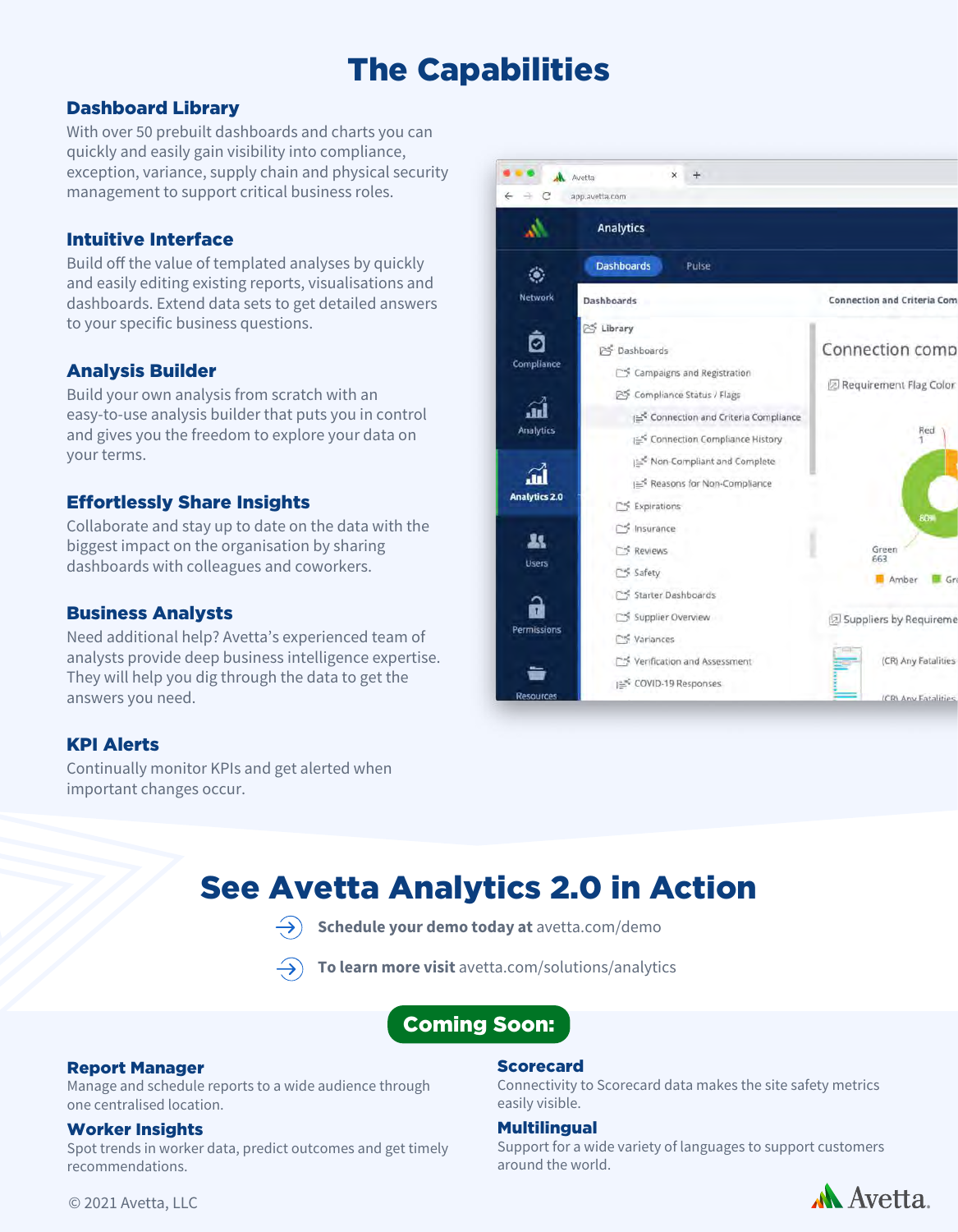# The Capabilities

## Dashboard Library

With over 50 prebuilt dashboards and charts you can quickly and easily gain visibility into compliance, exception, variance, supply chain and physical security management to support critical business roles.

## Intuitive Interface

Build off the value of templated analyses by quickly and easily editing existing reports, visualisations and dashboards. Extend data sets to get detailed answers to your specific business questions.

## Analysis Builder

Build your own analysis from scratch with an easy-to-use analysis builder that puts you in control and gives you the freedom to explore your data on your terms.

## Effortlessly Share Insights

Collaborate and stay up to date on the data with the biggest impact on the organisation by sharing dashboards with colleagues and coworkers.

## Business Analysts

Need additional help? Avetta's experienced team of analysts provide deep business intelligence expertise. They will help you dig through the data to get the answers you need.

## KPI Alerts

Continually monitor KPIs and get alerted when important changes occur.

# See Avetta Analytics 2.0 in Action

- **Schedule your demo today at** avetta.com/demo
- **To learn more visit** avetta.com/solutions/analytics

## Coming Soon:

### Report Manager

Manage and schedule reports to a wide audience through one centralised location.

### Worker Insights

Spot trends in worker data, predict outcomes and get timely recommendations.

### Scorecard

Connectivity to Scorecard data makes the site safety metrics easily visible.

### Multilingual

Support for a wide variety of languages to support customers around the world.

© 2021 Avetta, LLC